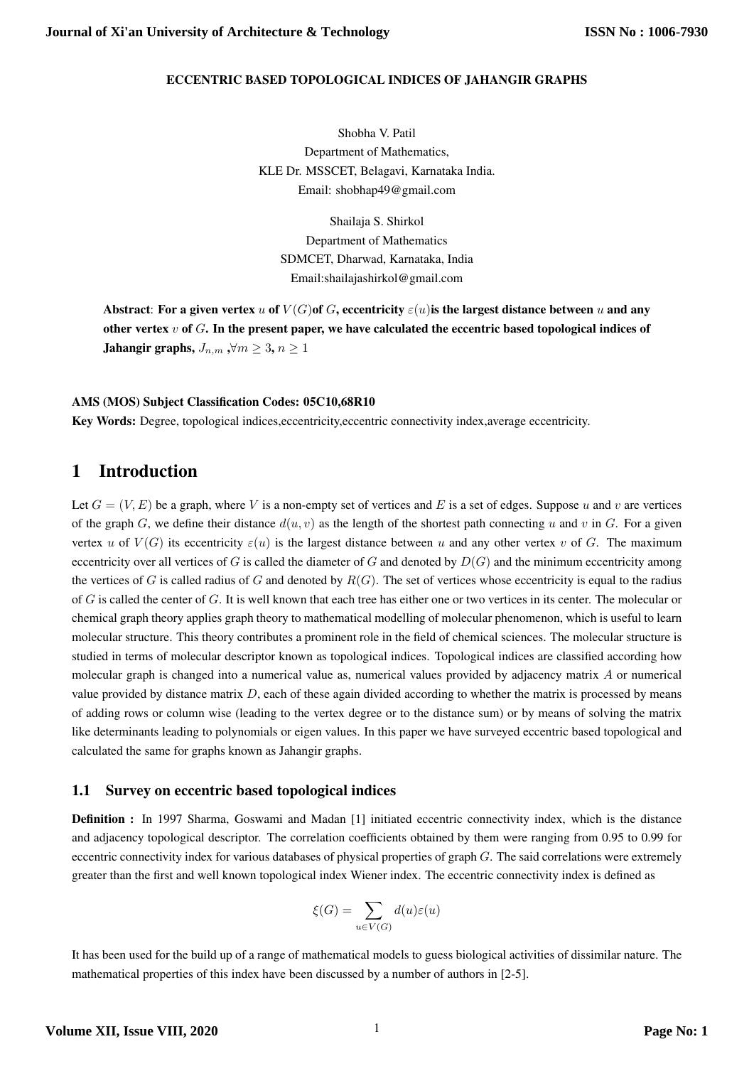# ECCENTRIC BASED TOPOLOGICAL INDICES OF JAHANGIR GRAPHS

Shobha V. Patil
Department of Mathematics,
KLE Dr. MSSCET, Belagavi, Karnataka India.
Email: shobhap49@gmail.com

Shailaja S. Shirkol
Department of Mathematics
SDMCET, Dharwad, Karnataka, India
Email:shailajashirkol@gmail.com

**Abstract**: **For a given vertex $u$ of $V(G)$of $G$, eccentricity $\varepsilon(u)$is the largest distance between $u$ and any other vertex $v$ of $G$. In the present paper, we have calculated the eccentric based topological indices of Jahangir graphs, $J_{n,m}$ ,$\forall m \geq 3$, $n \geq 1$**

**AMS (MOS) Subject Classification Codes: 05C10,68R10**

**Key Words:** Degree, topological indices,eccentricity,eccentric connectivity index,average eccentricity.

## 1 Introduction

Let $G = (V, E)$ be a graph, where $V$ is a non-empty set of vertices and $E$ is a set of edges. Suppose $u$ and $v$ are vertices of the graph $G$, we define their distance $d(u, v)$ as the length of the shortest path connecting $u$ and $v$ in $G$. For a given vertex $u$ of $V(G)$ its eccentricity $\varepsilon(u)$ is the largest distance between $u$ and any other vertex $v$ of $G$. The maximum eccentricity over all vertices of $G$ is called the diameter of $G$ and denoted by $D(G)$ and the minimum eccentricity among the vertices of $G$ is called radius of $G$ and denoted by $R(G)$. The set of vertices whose eccentricity is equal to the radius of $G$ is called the center of $G$. It is well known that each tree has either one or two vertices in its center. The molecular or chemical graph theory applies graph theory to mathematical modelling of molecular phenomenon, which is useful to learn molecular structure. This theory contributes a prominent role in the field of chemical sciences. The molecular structure is studied in terms of molecular descriptor known as topological indices. Topological indices are classified according how molecular graph is changed into a numerical value as, numerical values provided by adjacency matrix $A$ or numerical value provided by distance matrix $D$, each of these again divided according to whether the matrix is processed by means of adding rows or column wise (leading to the vertex degree or to the distance sum) or by means of solving the matrix like determinants leading to polynomials or eigen values. In this paper we have surveyed eccentric based topological and calculated the same for graphs known as Jahangir graphs.

### 1.1 Survey on eccentric based topological indices

**Definition :** In 1997 Sharma, Goswami and Madan [1] initiated eccentric connectivity index, which is the distance and adjacency topological descriptor. The correlation coefficients obtained by them were ranging from 0.95 to 0.99 for eccentric connectivity index for various databases of physical properties of graph $G$. The said correlations were extremely greater than the first and well known topological index Wiener index. The eccentric connectivity index is defined as

$$\xi(G) = \sum_{u \in V(G)} d(u)\varepsilon(u)$$

It has been used for the build up of a range of mathematical models to guess biological activities of dissimilar nature. The mathematical properties of this index have been discussed by a number of authors in [2-5].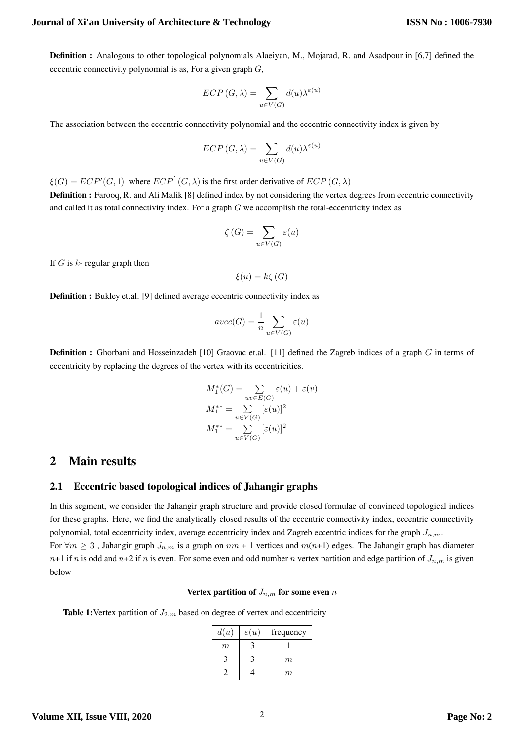**Definition :** Analogous to other topological polynomials Alaeiyan, M., Mojarad, R. and Asadpour in [6,7] defined the eccentric connectivity polynomial is as, For a given graph $G$,

$$ECP\left(G,\lambda\right)=\sum_{u\in V(G)}d(u)\lambda^{\varepsilon(u)}$$

The association between the eccentric connectivity polynomial and the eccentric connectivity index is given by

$$ECP\left(G,\lambda\right)=\sum_{u\in V(G)}d(u)\lambda^{\varepsilon(u)}$$

$\xi(G)=ECP'(G,1)$ where $ECP^{'}\left(G,\lambda\right)$ is the first order derivative of $ECP\left(G,\lambda\right)$

**Definition :** Farooq, R. and Ali Malik [8] defined index by not considering the vertex degrees from eccentric connectivity and called it as total connectivity index. For a graph $G$ we accomplish the total-eccentricity index as

$$\zeta\left(G\right)=\sum_{u\in V(G)}\varepsilon(u)$$

If $G$ is $k$- regular graph then

$$\xi(u)=k\zeta\left(G\right)$$

**Definition :** Bukley et.al. [9] defined average eccentric connectivity index as

$$avec(G)=\frac{1}{n}\sum_{u\in V(G)}\varepsilon(u)$$

**Definition :** Ghorbani and Hosseinzadeh [10] Graovac et.al. [11] defined the Zagreb indices of a graph $G$ in terms of eccentricity by replacing the degrees of the vertex with its eccentricities.

$$M_1^*(G)=\sum_{uv\in E(G)}\varepsilon(u)+\varepsilon(v)$$
$$M_1^{**}=\sum_{u\in V(G)}[\varepsilon(u)]^2$$
$$M_1^{**}=\sum_{u\in V(G)}[\varepsilon(u)]^2$$

# 2 Main results

## 2.1 Eccentric based topological indices of Jahangir graphs

In this segment, we consider the Jahangir graph structure and provide closed formulae of convinced topological indices for these graphs. Here, we find the analytically closed results of the eccentric connectivity index, eccentric connectivity polynomial, total eccentricity index, average eccentricity index and Zagreb eccentric indices for the graph $J_{n,m}$.

For $\forall m\geq 3$ , Jahangir graph $J_{n,m}$ is a graph on $nm$ + 1 vertices and $m(n+1)$ edges. The Jahangir graph has diameter $n$+1 if $n$ is odd and $n$+2 if $n$ is even. For some even and odd number $n$ vertex partition and edge partition of $J_{n,m}$ is given below

**Vertex partition of $J_{n,m}$ for some even $n$**

**Table 1:**Vertex partition of $J_{2,m}$ based on degree of vertex and eccentricity

| $d(u)$ | $\varepsilon(u)$ | frequency |
|---|---|---|
| $m$ | 3 | 1 |
| 3 | 3 | $m$ |
| 2 | 4 | $m$ |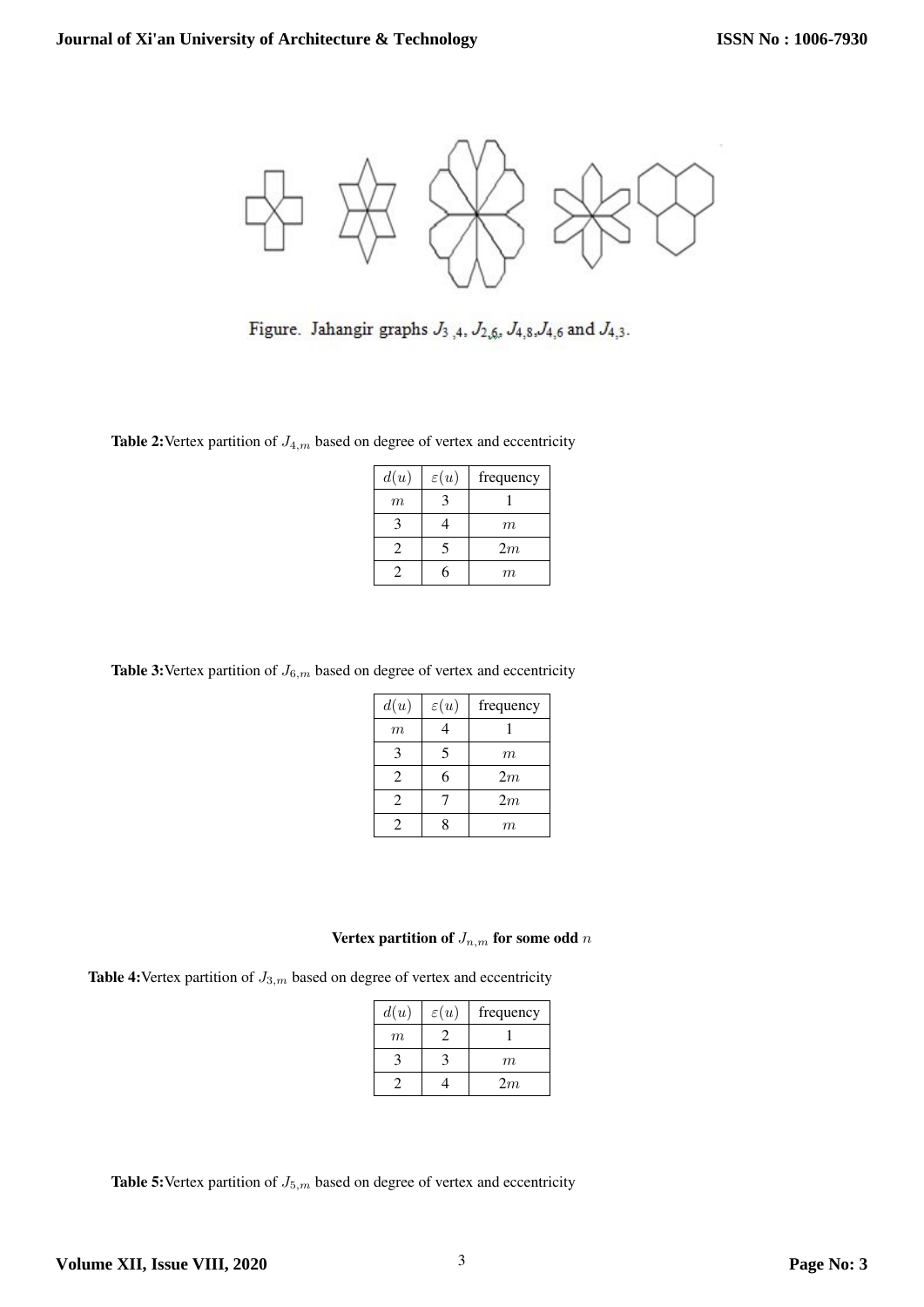Figure. Jahangir graphs $J_{3,4}$, $J_{2,6}$, $J_{4,8}$, $J_{4,6}$ and $J_{4,3}$.

**Table 2:** Vertex partition of $J_{4,m}$ based on degree of vertex and eccentricity

| $d(u)$ | $\varepsilon(u)$ | frequency |
|---|---|---|
| $m$ | 3 | 1 |
| 3 | 4 | $m$ |
| 2 | 5 | $2m$ |
| 2 | 6 | $m$ |

**Table 3:** Vertex partition of $J_{6,m}$ based on degree of vertex and eccentricity

| $d(u)$ | $\varepsilon(u)$ | frequency |
|---|---|---|
| $m$ | 4 | 1 |
| 3 | 5 | $m$ |
| 2 | 6 | $2m$ |
| 2 | 7 | $2m$ |
| 2 | 8 | $m$ |

**Vertex partition of $J_{n,m}$ for some odd $n$**

**Table 4:** Vertex partition of $J_{3,m}$ based on degree of vertex and eccentricity

| $d(u)$ | $\varepsilon(u)$ | frequency |
|---|---|---|
| $m$ | 2 | 1 |
| 3 | 3 | $m$ |
| 2 | 4 | $2m$ |

**Table 5:** Vertex partition of $J_{5,m}$ based on degree of vertex and eccentricity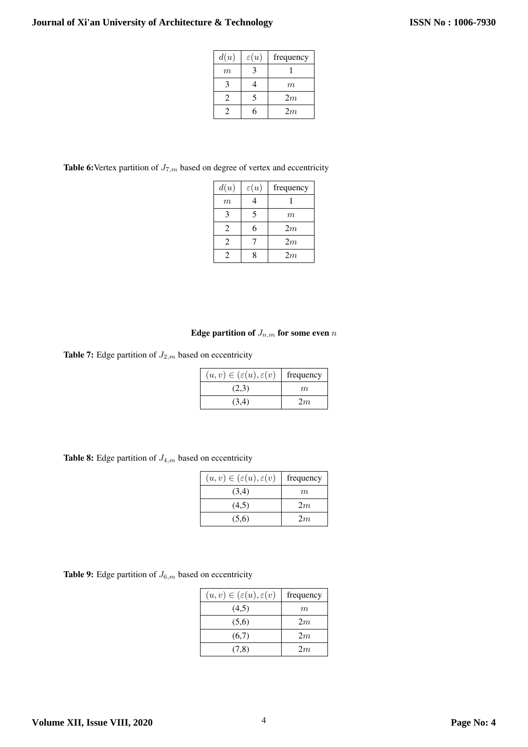| $d(u)$ | $\varepsilon(u)$ | frequency |
|---|---|---|
| $m$ | 3 | 1 |
| 3 | 4 | $m$ |
| 2 | 5 | $2m$ |
| 2 | 6 | $2m$ |

**Table 6:** Vertex partition of $J_{7,m}$ based on degree of vertex and eccentricity

| $d(u)$ | $\varepsilon(u)$ | frequency |
|---|---|---|
| $m$ | 4 | 1 |
| 3 | 5 | $m$ |
| 2 | 6 | $2m$ |
| 2 | 7 | $2m$ |
| 2 | 8 | $2m$ |

**Edge partition of $J_{n,m}$ for some even $n$**

**Table 7:** Edge partition of $J_{2,m}$ based on eccentricity

| $(u,v) \in (\varepsilon(u), \varepsilon(v)$ | frequency |
|---|---|
| (2,3) | $m$ |
| (3,4) | $2m$ |

**Table 8:** Edge partition of $J_{4,m}$ based on eccentricity

| $(u,v) \in (\varepsilon(u), \varepsilon(v)$ | frequency |
|---|---|
| (3,4) | $m$ |
| (4,5) | $2m$ |
| (5,6) | $2m$ |

**Table 9:** Edge partition of $J_{6,m}$ based on eccentricity

| $(u,v) \in (\varepsilon(u), \varepsilon(v)$ | frequency |
|---|---|
| (4,5) | $m$ |
| (5,6) | $2m$ |
| (6,7) | $2m$ |
| (7,8) | $2m$ |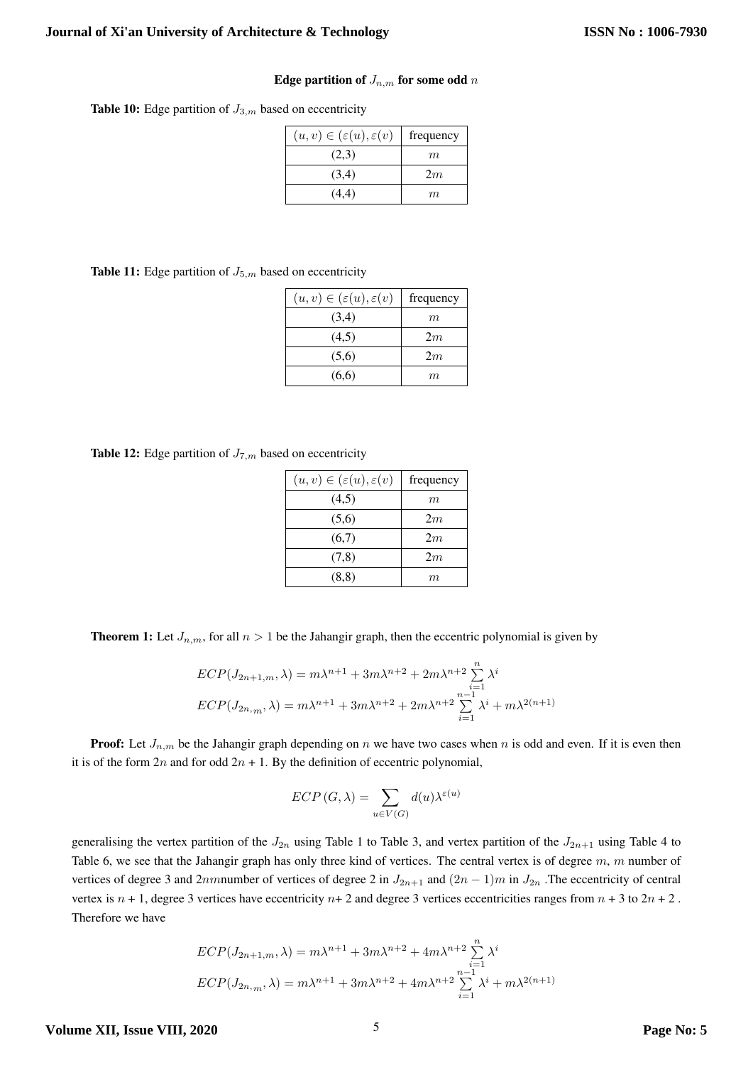**Edge partition of $J_{n,m}$ for some odd $n$**

**Table 10:** Edge partition of $J_{3,m}$ based on eccentricity

| $(u, v) \in (\varepsilon(u), \varepsilon(v)$ | frequency |
|---|---|
| (2,3) | $m$ |
| (3,4) | $2m$ |
| (4,4) | $m$ |

**Table 11:** Edge partition of $J_{5,m}$ based on eccentricity

| $(u, v) \in (\varepsilon(u), \varepsilon(v)$ | frequency |
|---|---|
| (3,4) | $m$ |
| (4,5) | $2m$ |
| (5,6) | $2m$ |
| (6,6) | $m$ |

**Table 12:** Edge partition of $J_{7,m}$ based on eccentricity

| $(u, v) \in (\varepsilon(u), \varepsilon(v)$ | frequency |
|---|---|
| (4,5) | $m$ |
| (5,6) | $2m$ |
| (6,7) | $2m$ |
| (7,8) | $2m$ |
| (8,8) | $m$ |

**Theorem 1:** Let $J_{n,m}$, for all $n > 1$ be the Jahangir graph, then the eccentric polynomial is given by

$$ECP(J_{2n+1,m}, \lambda) = m\lambda^{n+1} + 3m\lambda^{n+2} + 2m\lambda^{n+2} \sum_{i=1}^{n} \lambda^i$$
$$ECP(J_{2n,_m}, \lambda) = m\lambda^{n+1} + 3m\lambda^{n+2} + 2m\lambda^{n+2} \sum_{i=1}^{n-1} \lambda^i + m\lambda^{2(n+1)}$$

**Proof:** Let $J_{n,m}$ be the Jahangir graph depending on $n$ we have two cases when $n$ is odd and even. If it is even then it is of the form $2n$ and for odd $2n + 1$. By the definition of eccentric polynomial,

$$ECP\,(G, \lambda) = \sum_{u \in V(G)} d(u)\lambda^{\varepsilon(u)}$$

generalising the vertex partition of the $J_{2n}$ using Table 1 to Table 3, and vertex partition of the $J_{2n+1}$ using Table 4 to Table 6, we see that the Jahangir graph has only three kind of vertices. The central vertex is of degree $m$, $m$ number of vertices of degree 3 and $2nm$number of vertices of degree 2 in $J_{2n+1}$ and $(2n-1)m$ in $J_{2n}$ .The eccentricity of central vertex is $n + 1$, degree 3 vertices have eccentricity $n$+ 2 and degree 3 vertices eccentricities ranges from $n + 3$ to $2n + 2$ . Therefore we have

$$ECP(J_{2n+1,m}, \lambda) = m\lambda^{n+1} + 3m\lambda^{n+2} + 4m\lambda^{n+2} \sum_{i=1}^{n} \lambda^i$$
$$ECP(J_{2n,_m}, \lambda) = m\lambda^{n+1} + 3m\lambda^{n+2} + 4m\lambda^{n+2} \sum_{i=1}^{n-1} \lambda^i + m\lambda^{2(n+1)}$$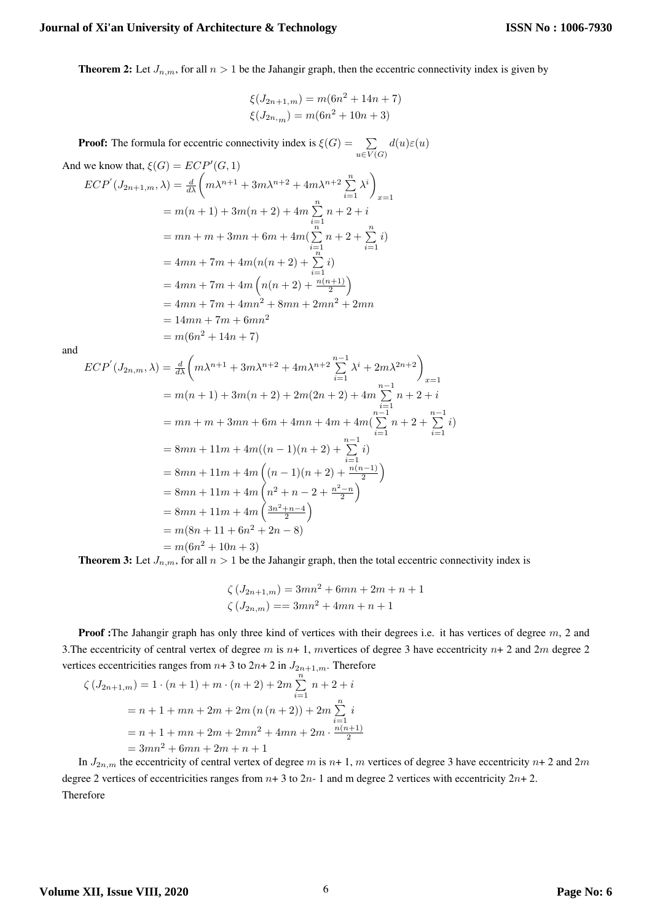**Theorem 2:** Let $J_{n,m}$, for all $n > 1$ be the Jahangir graph, then the eccentric connectivity index is given by

$$\xi(J_{2n+1,m}) = m(6n^2 + 14n + 7)$$
$$\xi(J_{2n,_m}) = m(6n^2 + 10n + 3)$$

**Proof:** The formula for eccentric connectivity index is $\xi(G) = \sum_{u \in V(G)} d(u)\varepsilon(u)$

And we know that, $\xi(G) = ECP'(G, 1)$

$$\begin{aligned}
ECP'(J_{2n+1,m}, \lambda) &= \frac{d}{d\lambda}\left(m\lambda^{n+1} + 3m\lambda^{n+2} + 4m\lambda^{n+2}\sum_{i=1}^{n}\lambda^i\right)_{x=1} \\
&= m(n+1) + 3m(n+2) + 4m\sum_{i=1}^{n} n+2+i \\
&= mn + m + 3mn + 6m + 4m(\sum_{i=1}^{n} n+2 + \sum_{i=1}^{n} i) \\
&= 4mn + 7m + 4m(n(n+2) + \sum_{i=1}^{n} i) \\
&= 4mn + 7m + 4m\left(n(n+2) + \frac{n(n+1)}{2}\right) \\
&= 4mn + 7m + 4mn^2 + 8mn + 2mn^2 + 2mn \\
&= 14mn + 7m + 6mn^2 \\
&= m(6n^2 + 14n + 7)
\end{aligned}$$

and

$$\begin{aligned}
ECP'(J_{2n,m}, \lambda) &= \frac{d}{d\lambda}\left(m\lambda^{n+1} + 3m\lambda^{n+2} + 4m\lambda^{n+2}\sum_{i=1}^{n-1}\lambda^i + 2m\lambda^{2n+2}\right)_{x=1} \\
&= m(n+1) + 3m(n+2) + 2m(2n+2) + 4m\sum_{i=1}^{n-1} n+2+i \\
&= mn + m + 3mn + 6m + 4mn + 4m + 4m(\sum_{i=1}^{n-1} n+2 + \sum_{i=1}^{n-1} i) \\
&= 8mn + 11m + 4m((n-1)(n+2) + \sum_{i=1}^{n-1} i) \\
&= 8mn + 11m + 4m\left((n-1)(n+2) + \frac{n(n-1)}{2}\right) \\
&= 8mn + 11m + 4m\left(n^2 + n - 2 + \frac{n^2-n}{2}\right) \\
&= 8mn + 11m + 4m\left(\frac{3n^2+n-4}{2}\right) \\
&= m(8n + 11 + 6n^2 + 2n - 8) \\
&= m(6n^2 + 10n + 3)
\end{aligned}$$

**Theorem 3:** Let $J_{n,m}$, for all $n > 1$ be the Jahangir graph, then the total eccentric connectivity index is

$$\zeta(J_{2n+1,m}) = 3mn^2 + 6mn + 2m + n + 1$$
$$\zeta(J_{2n,m}) == 3mn^2 + 4mn + n + 1$$

**Proof :**The Jahangir graph has only three kind of vertices with their degrees i.e. it has vertices of degree $m$, 2 and 3.The eccentricity of central vertex of degree $m$ is $n$+ 1, $m$vertices of degree 3 have eccentricity $n$+ 2 and $2m$ degree 2 vertices eccentricities ranges from $n$+ 3 to $2n$+ 2 in $J_{2n+1,m}$. Therefore

$$\begin{aligned}
\zeta(J_{2n+1,m}) &= 1 \cdot (n+1) + m \cdot (n+2) + 2m\sum_{i=1}^{n} n+2+i \\
&= n + 1 + mn + 2m + 2m(n(n+2)) + 2m\sum_{i=1}^{n} i \\
&= n + 1 + mn + 2m + 2mn^2 + 4mn + 2m \cdot \frac{n(n+1)}{2} \\
&= 3mn^2 + 6mn + 2m + n + 1
\end{aligned}$$

In $J_{2n,m}$ the eccentricity of central vertex of degree $m$ is $n$+ 1, $m$ vertices of degree 3 have eccentricity $n$+ 2 and $2m$ degree 2 vertices of eccentricities ranges from $n$+ 3 to $2n$- 1 and m degree 2 vertices with eccentricity $2n$+ 2.
Therefore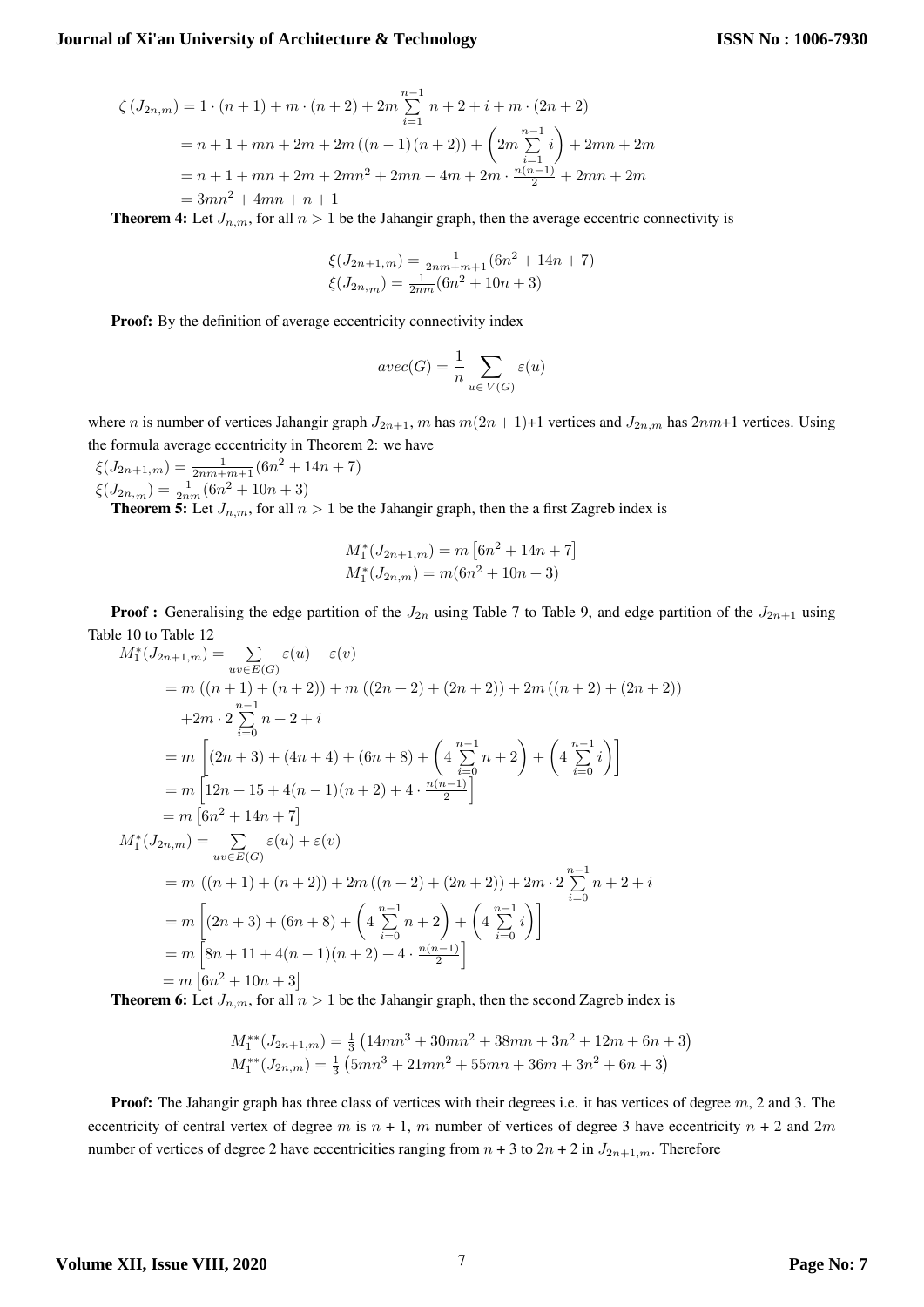$$
\begin{aligned}
\zeta\left(J_{2n,m}\right) &= 1 \cdot (n+1) + m \cdot (n+2) + 2m \sum_{i=1}^{n-1} n+2+i + m \cdot (2n+2) \\
&= n+1+mn+2m+2m\left((n-1)(n+2)\right) + \left(2m \sum_{i=1}^{n-1} i\right) + 2mn + 2m \\
&= n+1+mn+2m+2mn^2+2mn-4m+2m \cdot \tfrac{n(n-1)}{2} + 2mn + 2m \\
&= 3mn^2 + 4mn + n + 1
\end{aligned}
$$

**Theorem 4:** Let $J_{n,m}$, for all $n > 1$ be the Jahangir graph, then the average eccentric connectivity is

$$
\begin{aligned}
\xi(J_{2n+1,m}) &= \tfrac{1}{2nm+m+1}(6n^2+14n+7) \\
\xi(J_{2n,m}) &= \tfrac{1}{2nm}(6n^2+10n+3)
\end{aligned}
$$

**Proof:** By the definition of average eccentricity connectivity index

$$
avec(G) = \frac{1}{n} \sum_{u \in V(G)} \varepsilon(u)
$$

where $n$ is number of vertices Jahangir graph $J_{2n+1}$, $m$ has $m(2n+1)$+1 vertices and $J_{2n,m}$ has $2nm$+1 vertices. Using the formula average eccentricity in Theorem 2: we have

$$
\begin{aligned}
\xi(J_{2n+1,m}) &= \tfrac{1}{2nm+m+1}(6n^2+14n+7) \\
\xi(J_{2n,m}) &= \tfrac{1}{2nm}(6n^2+10n+3)
\end{aligned}
$$

**Theorem 5:** Let $J_{n,m}$, for all $n > 1$ be the Jahangir graph, then the a first Zagreb index is

$$
\begin{aligned}
M_1^*(J_{2n+1,m}) &= m\left[6n^2+14n+7\right] \\
M_1^*(J_{2n,m}) &= m(6n^2+10n+3)
\end{aligned}
$$

**Proof :** Generalising the edge partition of the $J_{2n}$ using Table 7 to Table 9, and edge partition of the $J_{2n+1}$ using Table 10 to Table 12

$$
\begin{aligned}
M_1^*(J_{2n+1,m}) &= \sum_{uv \in E(G)} \varepsilon(u) + \varepsilon(v) \\
&= m\left((n+1)+(n+2)\right) + m\left((2n+2)+(2n+2)\right) + 2m\left((n+2)+(2n+2)\right) \\
&\quad + 2m \cdot 2 \sum_{i=0}^{n-1} n+2+i \\
&= m\left[(2n+3)+(4n+4)+(6n+8)+\left(4\sum_{i=0}^{n-1} n+2\right)+\left(4\sum_{i=0}^{n-1} i\right)\right] \\
&= m\left[12n+15+4(n-1)(n+2)+4 \cdot \tfrac{n(n-1)}{2}\right] \\
&= m\left[6n^2+14n+7\right] \\
M_1^*(J_{2n,m}) &= \sum_{uv \in E(G)} \varepsilon(u) + \varepsilon(v) \\
&= m\ \left((n+1)+(n+2)\right) + 2m\left((n+2)+(2n+2)\right) + 2m \cdot 2 \sum_{i=0}^{n-1} n+2+i \\
&= m\left[(2n+3)+(6n+8)+\left(4\sum_{i=0}^{n-1} n+2\right)+\left(4\sum_{i=0}^{n-1} i\right)\right] \\
&= m\left[8n+11+4(n-1)(n+2)+4 \cdot \tfrac{n(n-1)}{2}\right] \\
&= m\left[6n^2+10n+3\right]
\end{aligned}
$$

**Theorem 6:** Let $J_{n,m}$, for all $n > 1$ be the Jahangir graph, then the second Zagreb index is

$$
\begin{aligned}
M_1^{**}(J_{2n+1,m}) &= \tfrac{1}{3}\left(14mn^3+30mn^2+38mn+3n^2+12m+6n+3\right) \\
M_1^{**}(J_{2n,m}) &= \tfrac{1}{3}\left(5mn^3+21mn^2+55mn+36m+3n^2+6n+3\right)
\end{aligned}
$$

**Proof:** The Jahangir graph has three class of vertices with their degrees i.e. it has vertices of degree $m$, 2 and 3. The eccentricity of central vertex of degree $m$ is $n$ + 1, $m$ number of vertices of degree 3 have eccentricity $n$ + 2 and $2m$ number of vertices of degree 2 have eccentricities ranging from $n$ + 3 to $2n$ + 2 in $J_{2n+1,m}$. Therefore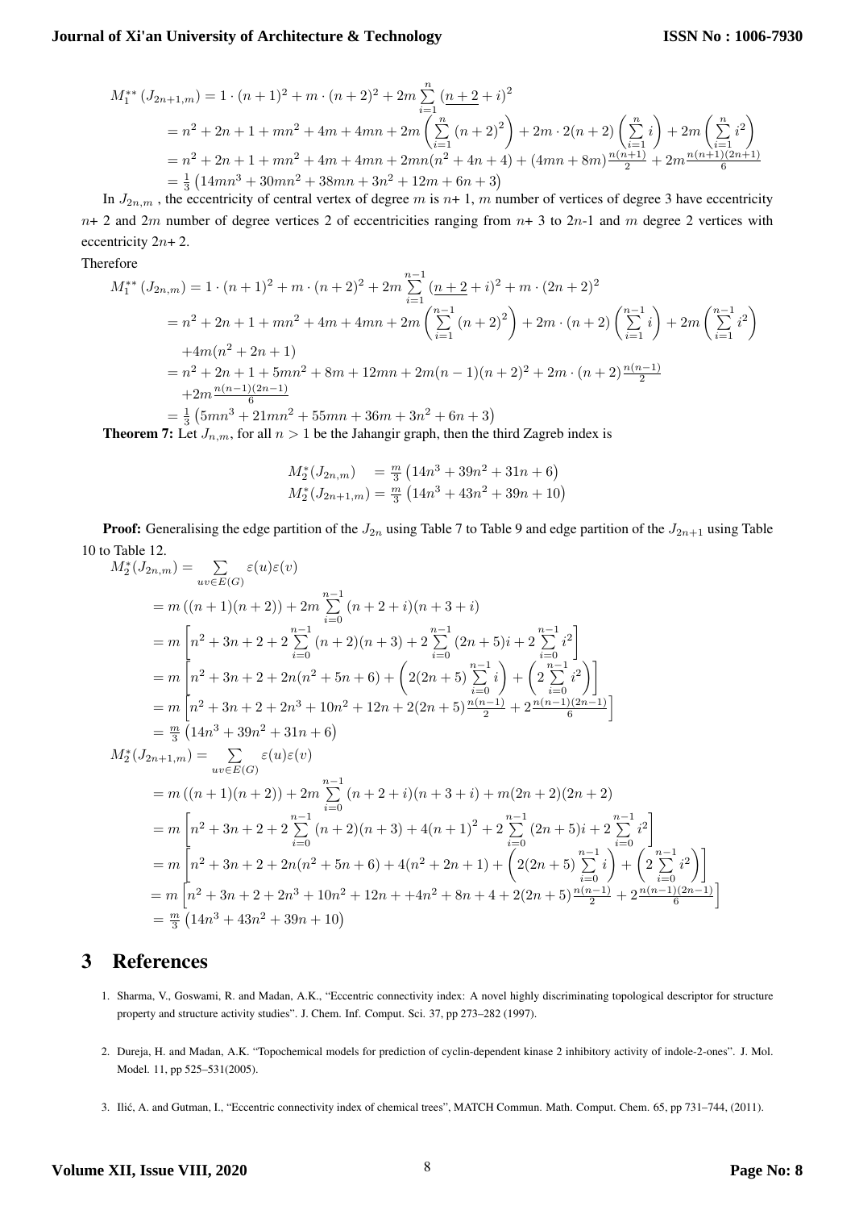$$
\begin{aligned}
M_1^{**}\left(J_{2n+1,m}\right) &= 1 \cdot (n+1)^2 + m \cdot (n+2)^2 + 2m \sum_{i=1}^{n} (\underline{n+2} + i)^2 \\
&= n^2 + 2n + 1 + mn^2 + 4m + 4mn + 2m \left( \sum_{i=1}^{n} (n+2)^2 \right) + 2m \cdot 2(n+2) \left( \sum_{i=1}^{n} i \right) + 2m \left( \sum_{i=1}^{n} i^2 \right) \\
&= n^2 + 2n + 1 + mn^2 + 4m + 4mn + 2mn(n^2 + 4n + 4) + (4mn + 8m)\frac{n(n+1)}{2} + 2m\frac{n(n+1)(2n+1)}{6} \\
&= \frac{1}{3}\left(14mn^3 + 30mn^2 + 38mn + 3n^2 + 12m + 6n + 3\right)
\end{aligned}
$$

In $J_{2n,m}$, the eccentricity of central vertex of degree $m$ is $n$+ 1, $m$ number of vertices of degree 3 have eccentricity $n$+ 2 and $2m$ number of degree vertices 2 of eccentricities ranging from $n$+ 3 to $2n$-1 and $m$ degree 2 vertices with eccentricity $2n$+ 2.

Therefore

$$
\begin{aligned}
M_1^{**}\left(J_{2n,m}\right) &= 1 \cdot (n+1)^2 + m \cdot (n+2)^2 + 2m \sum_{i=1}^{n-1} (\underline{n+2} + i)^2 + m \cdot (2n+2)^2 \\
&= n^2 + 2n + 1 + mn^2 + 4m + 4mn + 2m \left( \sum_{i=1}^{n-1} (n+2)^2 \right) + 2m \cdot (n+2) \left( \sum_{i=1}^{n-1} i \right) + 2m \left( \sum_{i=1}^{n-1} i^2 \right) \\
&\quad + 4m(n^2 + 2n + 1) \\
&= n^2 + 2n + 1 + 5mn^2 + 8m + 12mn + 2m(n-1)(n+2)^2 + 2m \cdot (n+2)\frac{n(n-1)}{2} \\
&\quad + 2m\frac{n(n-1)(2n-1)}{6} \\
&= \frac{1}{3}\left(5mn^3 + 21mn^2 + 55mn + 36m + 3n^2 + 6n + 3\right)
\end{aligned}
$$

**Theorem 7:** Let $J_{n,m}$, for all $n > 1$ be the Jahangir graph, then the third Zagreb index is

$$
\begin{aligned}
M_2^*(J_{2n,m}) &= \frac{m}{3}\left(14n^3 + 39n^2 + 31n + 6\right) \\
M_2^*(J_{2n+1,m}) &= \frac{m}{3}\left(14n^3 + 43n^2 + 39n + 10\right)
\end{aligned}
$$

**Proof:** Generalising the edge partition of the $J_{2n}$ using Table 7 to Table 9 and edge partition of the $J_{2n+1}$ using Table 10 to Table 12.

$$
\begin{aligned}
M_2^*(J_{2n,m}) &= \sum_{uv \in E(G)} \varepsilon(u)\varepsilon(v) \\
&= m\left((n+1)(n+2)\right) + 2m \sum_{i=0}^{n-1} (n+2+i)(n+3+i) \\
&= m\left[n^2 + 3n + 2 + 2\sum_{i=0}^{n-1}(n+2)(n+3) + 2\sum_{i=0}^{n-1}(2n+5)i + 2\sum_{i=0}^{n-1} i^2\right] \\
&= m\left[n^2 + 3n + 2 + 2n(n^2 + 5n + 6) + \left(2(2n+5)\sum_{i=0}^{n-1} i\right) + \left(2\sum_{i=0}^{n-1} i^2\right)\right] \\
&= m\left[n^2 + 3n + 2 + 2n^3 + 10n^2 + 12n + 2(2n+5)\frac{n(n-1)}{2} + 2\frac{n(n-1)(2n-1)}{6}\right] \\
&= \frac{m}{3}\left(14n^3 + 39n^2 + 31n + 6\right) \\
M_2^*(J_{2n+1,m}) &= \sum_{uv \in E(G)} \varepsilon(u)\varepsilon(v) \\
&= m\left((n+1)(n+2)\right) + 2m \sum_{i=0}^{n-1} (n+2+i)(n+3+i) + m(2n+2)(2n+2) \\
&= m\left[n^2 + 3n + 2 + 2\sum_{i=0}^{n-1}(n+2)(n+3) + 4(n+1)^2 + 2\sum_{i=0}^{n-1}(2n+5)i + 2\sum_{i=0}^{n-1} i^2\right] \\
&= m\left[n^2 + 3n + 2 + 2n(n^2 + 5n + 6) + 4(n^2 + 2n + 1) + \left(2(2n+5)\sum_{i=0}^{n-1} i\right) + \left(2\sum_{i=0}^{n-1} i^2\right)\right] \\
&= m\left[n^2 + 3n + 2 + 2n^3 + 10n^2 + 12n + +4n^2 + 8n + 4 + 2(2n+5)\frac{n(n-1)}{2} + 2\frac{n(n-1)(2n-1)}{6}\right] \\
&= \frac{m}{3}\left(14n^3 + 43n^2 + 39n + 10\right)
\end{aligned}
$$

# 3 References

1. Sharma, V., Goswami, R. and Madan, A.K., "Eccentric connectivity index: A novel highly discriminating topological descriptor for structure property and structure activity studies". J. Chem. Inf. Comput. Sci. 37, pp 273–282 (1997).

2. Dureja, H. and Madan, A.K. "Topochemical models for prediction of cyclin-dependent kinase 2 inhibitory activity of indole-2-ones". J. Mol. Model. 11, pp 525–531(2005).

3. Ilić, A. and Gutman, I., "Eccentric connectivity index of chemical trees", MATCH Commun. Math. Comput. Chem. 65, pp 731–744, (2011).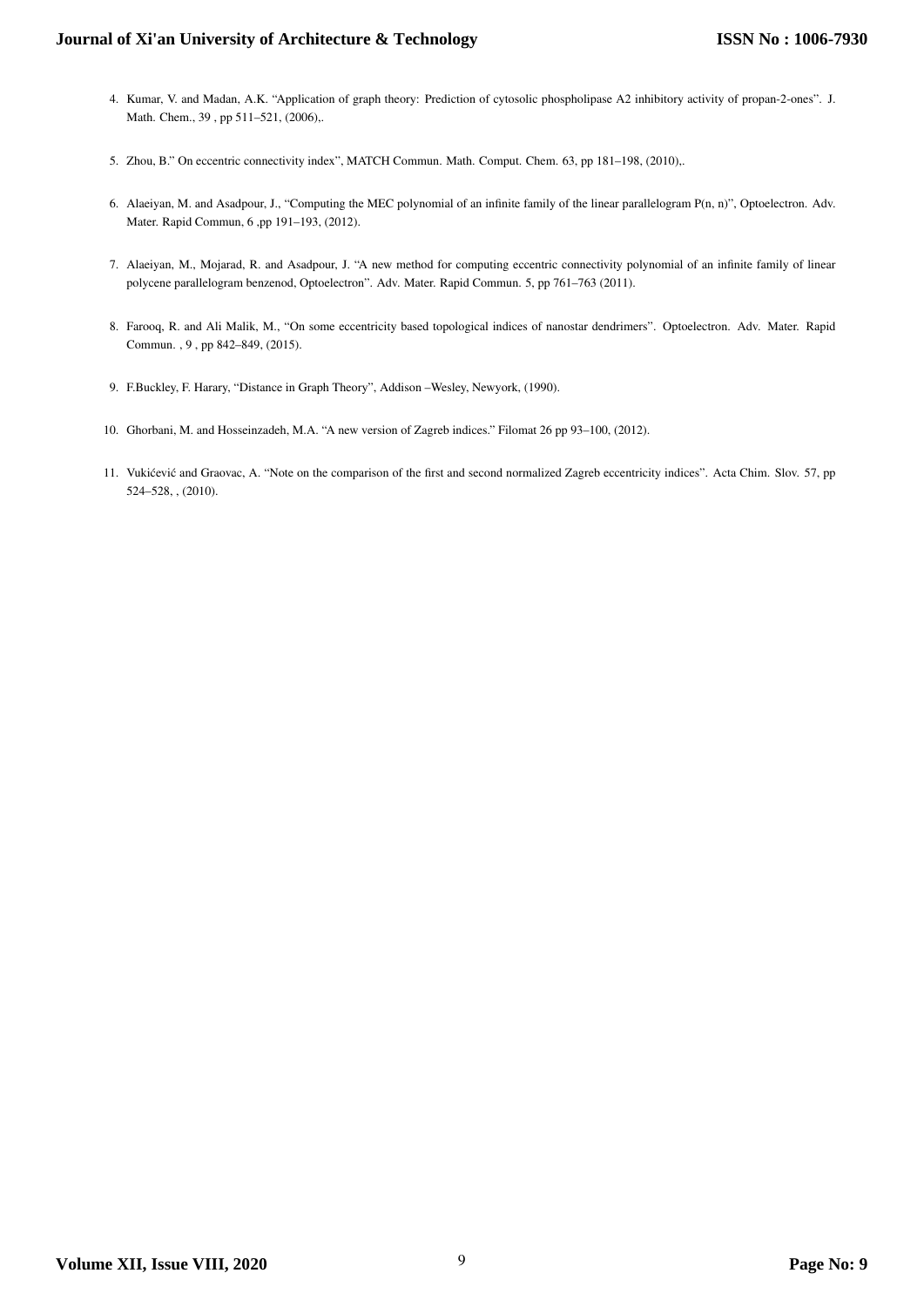4. Kumar, V. and Madan, A.K. "Application of graph theory: Prediction of cytosolic phospholipase A2 inhibitory activity of propan-2-ones". J. Math. Chem., 39 , pp 511–521, (2006),.

5. Zhou, B." On eccentric connectivity index", MATCH Commun. Math. Comput. Chem. 63, pp 181–198, (2010),.

6. Alaeiyan, M. and Asadpour, J., "Computing the MEC polynomial of an infinite family of the linear parallelogram P(n, n)", Optoelectron. Adv. Mater. Rapid Commun, 6 ,pp 191–193, (2012).

7. Alaeiyan, M., Mojarad, R. and Asadpour, J. "A new method for computing eccentric connectivity polynomial of an infinite family of linear polycene parallelogram benzenod, Optoelectron". Adv. Mater. Rapid Commun. 5, pp 761–763 (2011).

8. Farooq, R. and Ali Malik, M., "On some eccentricity based topological indices of nanostar dendrimers". Optoelectron. Adv. Mater. Rapid Commun. , 9 , pp 842–849, (2015).

9. F.Buckley, F. Harary, "Distance in Graph Theory", Addison –Wesley, Newyork, (1990).

10. Ghorbani, M. and Hosseinzadeh, M.A. "A new version of Zagreb indices." Filomat 26 pp 93–100, (2012).

11. Vukićević and Graovac, A. "Note on the comparison of the first and second normalized Zagreb eccentricity indices". Acta Chim. Slov. 57, pp 524–528, , (2010).